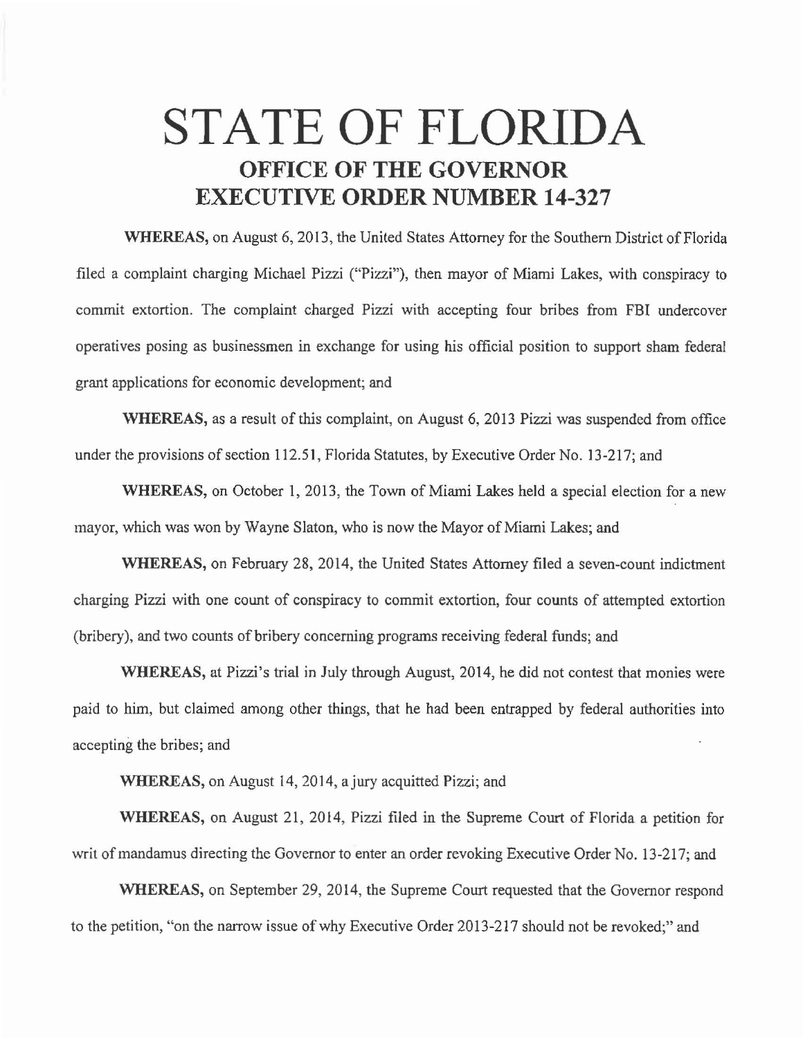# STATE OF FLORIDA

## OFFICE OF THE GOVERNOR

## EXECUTIVE ORDER NUMBER 14-327

**WHEREAS,** on August 6, 2013, the United States Attorney for the Southern District of Florida filed a complaint charging Michael Pizzi ("Pizzi"), then mayor of Miami Lakes, with conspiracy to commit extortion. The complaint charged Pizzi with accepting four bribes from FBI undercover operatives posing as businessmen in exchange for using his official position to support sham federal grant applications for economic development; and

**WHEREAS,** as a result of this complaint, on August 6, 2013 Pizzi was suspended from office under the provisions of section 112.51, Florida Statutes, by Executive Order No. 13-217; and

**WHEREAS,** on October 1, 2013, the Town of Miami Lakes held a special election for a new mayor, which was won by Wayne Slaton, who is now the Mayor of Miami Lakes; and

**WHEREAS,** on February 28, 2014, the United States Attorney filed a seven-count indictment charging Pizzi with one count of conspiracy to commit extortion, four counts of attempted extortion (bribery), and two counts of bribery concerning programs receiving federal funds; and

**WHEREAS,** at Pizzi's trial in July through August, 2014, he did not contest that monies were paid to him, but claimed among other things, that he had been entrapped by federal authorities into accepting the bribes; and

**WHEREAS,** on August 14, 2014, a jury acquitted Pizzi; and

**WHEREAS,** on August 21, 2014, Pizzi filed in the Supreme Court of Florida a petition for writ of mandamus directing the Governor to enter an order revoking Executive Order No. 13-217; and

**WHEREAS,** on September 29, 2014, the Supreme Court requested that the Governor respond to the petition, "on the narrow issue of why Executive Order 2013-217 should not be revoked;" and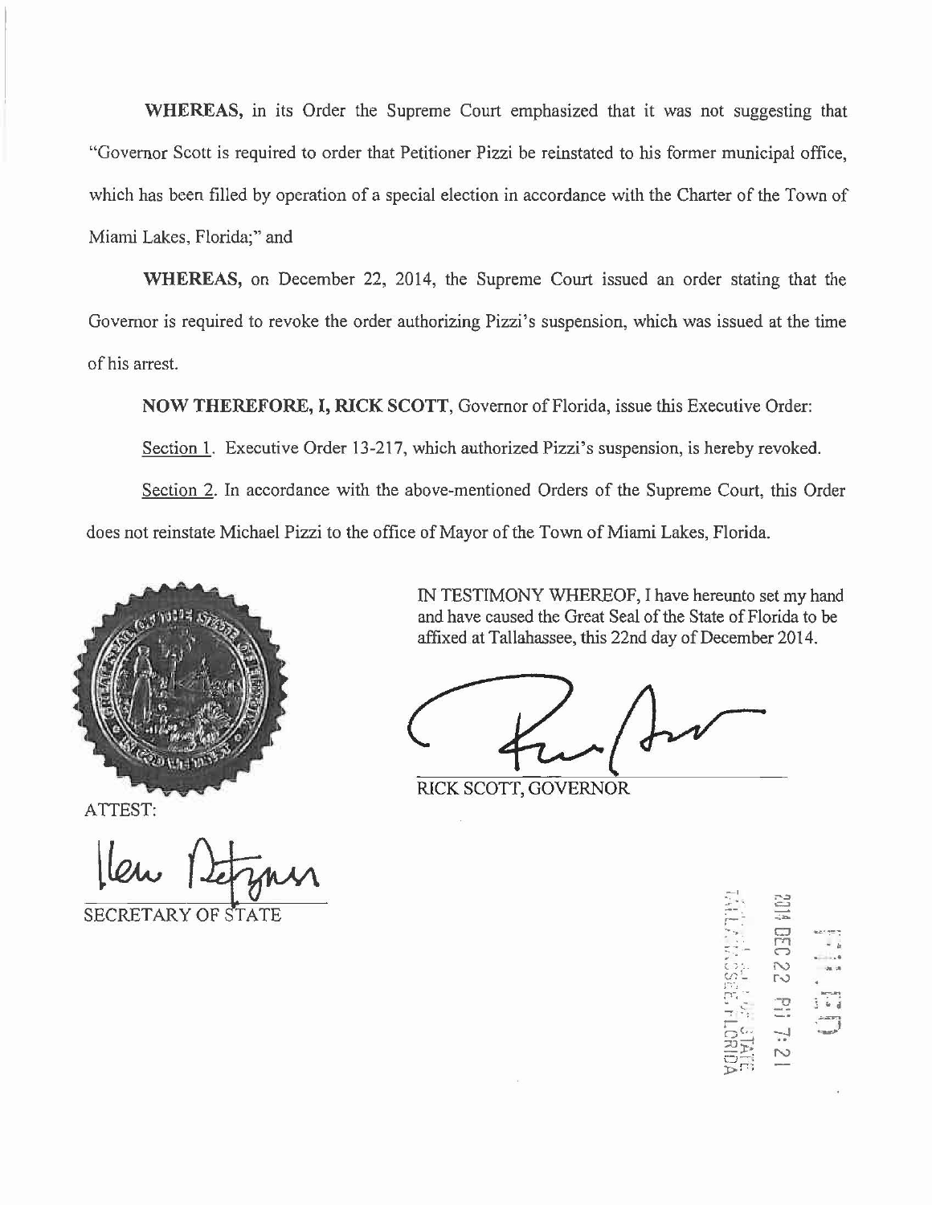**WHEREAS,** in its Order the Supreme Court emphasized that it was not suggesting that "Governor Scott is required to order that Petitioner Pizzi be reinstated to his former municipal office, which has been filled by operation of a special election in accordance with the Charter of the Town of Miami Lakes, Florida;" and

**WHEREAS,** on December 22, 2014, the Supreme Court issued an order stating that the Governor is required to revoke the order authorizing Pizzi's suspension, which was issued at the time of his arrest.

**NOW THEREFORE, I, RICK SCOTT,** Governor of Florida, issue this Executive Order:

Section 1. Executive Order 13-217, which authorized Pizzi's suspension, is hereby revoked.

Section 2. In accordance with the above-mentioned Orders of the Supreme Court, this Order does not reinstate Michael Pizzi to the office of Mayor of the Town of Miami Lakes, Florida.

IN TESTIMONY WHEREOF, I have hereunto set my hand and have caused the Great Seal of the State of Florida to be affixed at Tallahassee, this 22nd day of December 2014.

RICK SCOTT, GOVERNOR

ATTEST:

SECRETARY OF STATE

FILED

2014 DEC 22 PM 7:21

SECRETARY OF STATE
TALLAHASSEE, FLORIDA